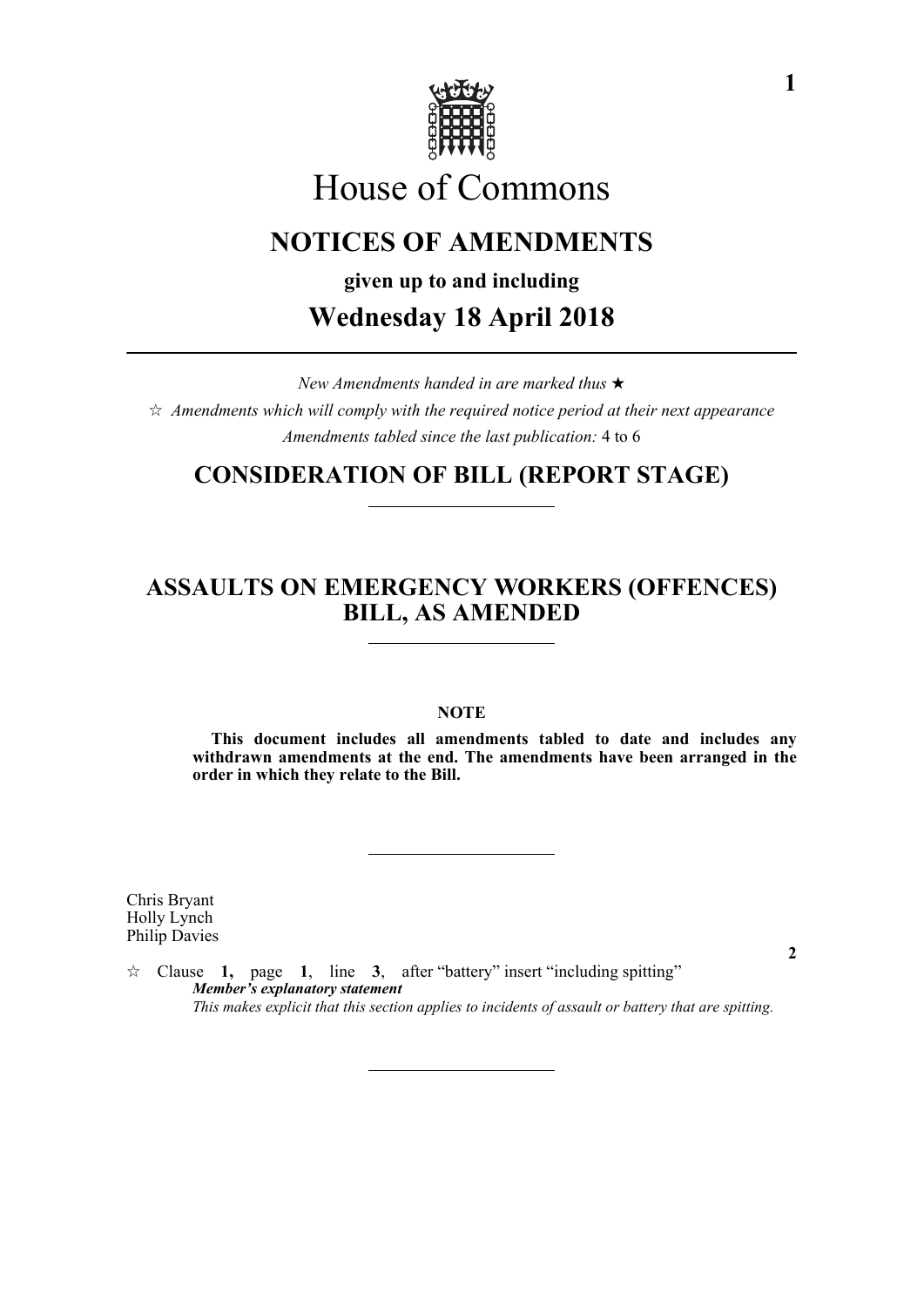# House of Commons

## NOTICES OF AMENDMENTS

**given up to and including**

## Wednesday 18 April 2018

*New Amendments handed in are marked thus* ★

☆ *Amendments which will comply with the required notice period at their next appearance*

*Amendments tabled since the last publication:* 4 to 6

## CONSIDERATION OF BILL (REPORT STAGE)

## ASSAULTS ON EMERGENCY WORKERS (OFFENCES) BILL, AS AMENDED

**NOTE**

**This document includes all amendments tabled to date and includes any withdrawn amendments at the end. The amendments have been arranged in the order in which they relate to the Bill.**

Chris Bryant
Holly Lynch
Philip Davies

**2**

☆ Clause **1,** page **1**, line **3**, after "battery" insert "including spitting"

***Member's explanatory statement***

*This makes explicit that this section applies to incidents of assault or battery that are spitting.*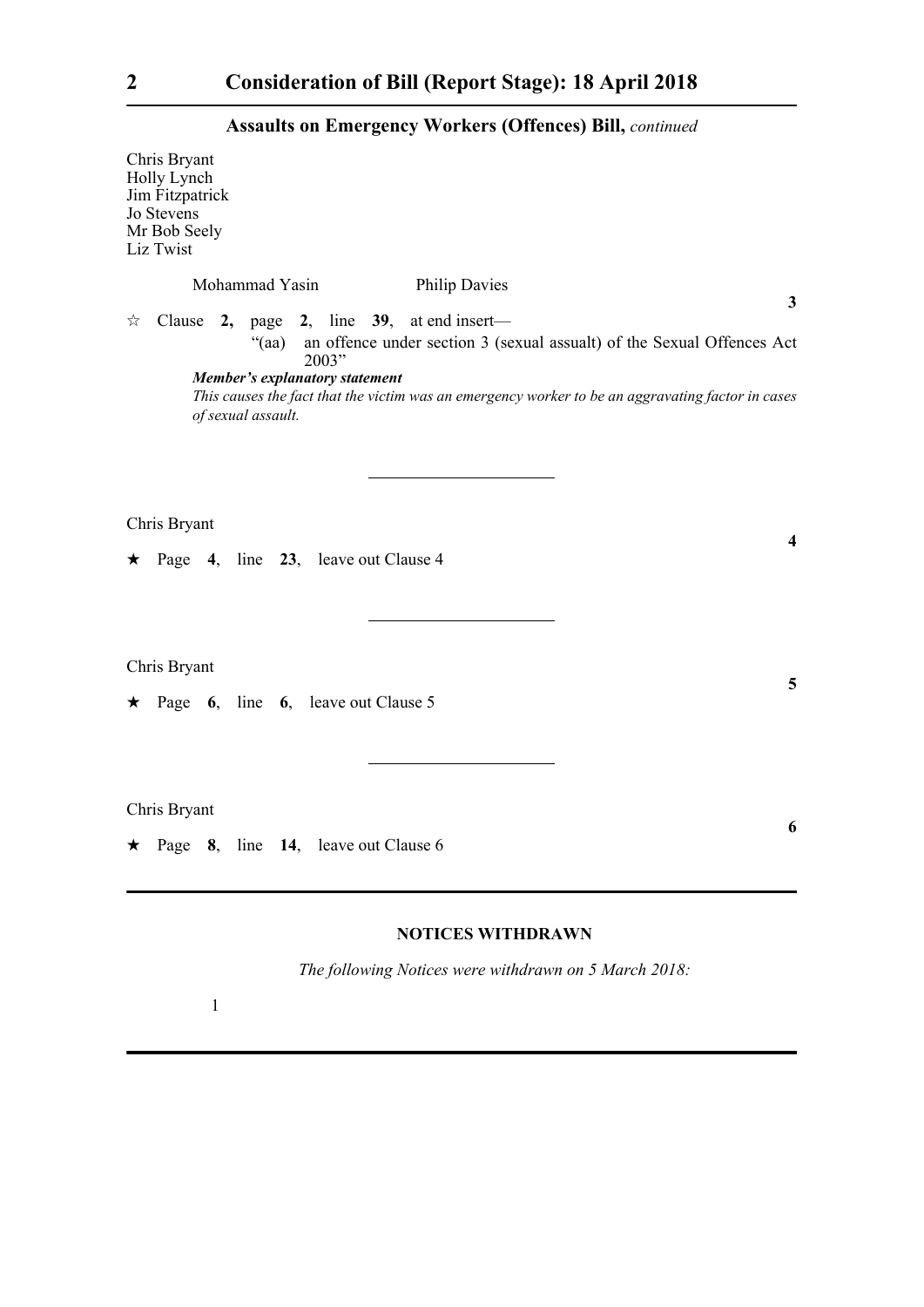**Assaults on Emergency Workers (Offences) Bill,** *continued*

Chris Bryant
Holly Lynch
Jim Fitzpatrick
Jo Stevens
Mr Bob Seely
Liz Twist

Mohammad Yasin    Philip Davies

**3**

☆ Clause **2,** page **2**, line **39**, at end insert—

"(aa) an offence under section 3 (sexual assualt) of the Sexual Offences Act 2003"

***Member's explanatory statement***

*This causes the fact that the victim was an emergency worker to be an aggravating factor in cases of sexual assault.*

---

Chris Bryant

**4**

★ Page **4**, line **23**, leave out Clause 4

---

Chris Bryant

**5**

★ Page **6**, line **6**, leave out Clause 5

---

Chris Bryant

**6**

★ Page **8**, line **14**, leave out Clause 6

---

**NOTICES WITHDRAWN**

*The following Notices were withdrawn on 5 March 2018:*

1